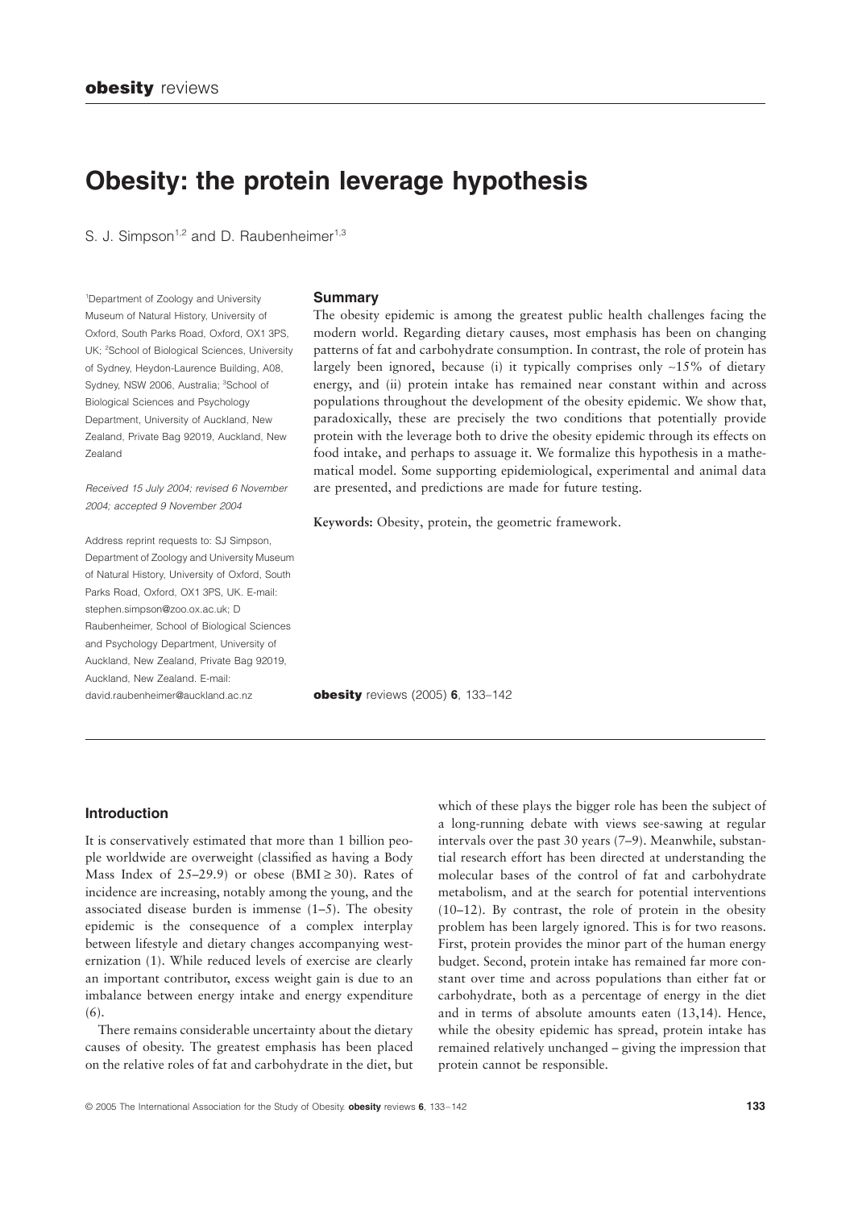# Obesity: the protein leverage hypothesis

S. J. Simpson[1,2] and D. Raubenheimer[1,3]

[1]Department of Zoology and University Museum of Natural History, University of Oxford, South Parks Road, Oxford, OX1 3PS, UK; [2]School of Biological Sciences, University of Sydney, Heydon-Laurence Building, A08, Sydney, NSW 2006, Australia; [3]School of Biological Sciences and Psychology Department, University of Auckland, New Zealand, Private Bag 92019, Auckland, New Zealand

*Received 15 July 2004; revised 6 November 2004; accepted 9 November 2004*

Address reprint requests to: SJ Simpson, Department of Zoology and University Museum of Natural History, University of Oxford, South Parks Road, Oxford, OX1 3PS, UK. E-mail: stephen.simpson@zoo.ox.ac.uk; D Raubenheimer, School of Biological Sciences and Psychology Department, University of Auckland, New Zealand, Private Bag 92019, Auckland, New Zealand. E-mail: david.raubenheimer@auckland.ac.nz

## Summary

The obesity epidemic is among the greatest public health challenges facing the modern world. Regarding dietary causes, most emphasis has been on changing patterns of fat and carbohydrate consumption. In contrast, the role of protein has largely been ignored, because (i) it typically comprises only ~15% of dietary energy, and (ii) protein intake has remained near constant within and across populations throughout the development of the obesity epidemic. We show that, paradoxically, these are precisely the two conditions that potentially provide protein with the leverage both to drive the obesity epidemic through its effects on food intake, and perhaps to assuage it. We formalize this hypothesis in a mathematical model. Some supporting epidemiological, experimental and animal data are presented, and predictions are made for future testing.

**Keywords:** Obesity, protein, the geometric framework.

## Introduction

It is conservatively estimated that more than 1 billion people worldwide are overweight (classified as having a Body Mass Index of 25–29.9) or obese (BMI ≥ 30). Rates of incidence are increasing, notably among the young, and the associated disease burden is immense (1–5). The obesity epidemic is the consequence of a complex interplay between lifestyle and dietary changes accompanying westernization (1). While reduced levels of exercise are clearly an important contributor, excess weight gain is due to an imbalance between energy intake and energy expenditure (6).

There remains considerable uncertainty about the dietary causes of obesity. The greatest emphasis has been placed on the relative roles of fat and carbohydrate in the diet, but which of these plays the bigger role has been the subject of a long-running debate with views see-sawing at regular intervals over the past 30 years (7–9). Meanwhile, substantial research effort has been directed at understanding the molecular bases of the control of fat and carbohydrate metabolism, and at the search for potential interventions (10–12). By contrast, the role of protein in the obesity problem has been largely ignored. This is for two reasons. First, protein provides the minor part of the human energy budget. Second, protein intake has remained far more constant over time and across populations than either fat or carbohydrate, both as a percentage of energy in the diet and in terms of absolute amounts eaten (13,14). Hence, while the obesity epidemic has spread, protein intake has remained relatively unchanged – giving the impression that protein cannot be responsible.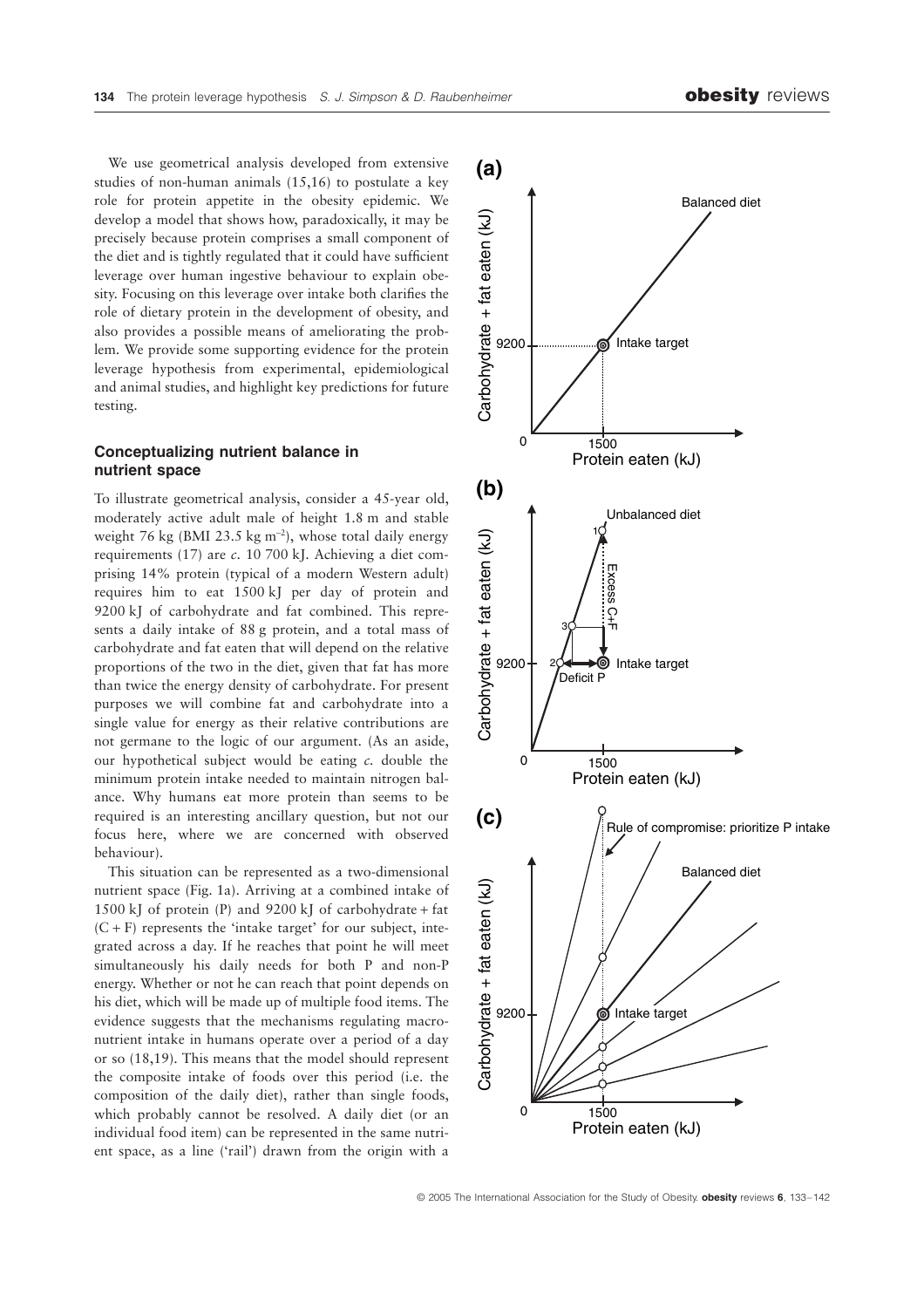We use geometrical analysis developed from extensive studies of non-human animals (15,16) to postulate a key role for protein appetite in the obesity epidemic. We develop a model that shows how, paradoxically, it may be precisely because protein comprises a small component of the diet and is tightly regulated that it could have sufficient leverage over human ingestive behaviour to explain obesity. Focusing on this leverage over intake both clarifies the role of dietary protein in the development of obesity, and also provides a possible means of ameliorating the problem. We provide some supporting evidence for the protein leverage hypothesis from experimental, epidemiological and animal studies, and highlight key predictions for future testing.

### Conceptualizing nutrient balance in nutrient space

To illustrate geometrical analysis, consider a 45-year old, moderately active adult male of height 1.8 m and stable weight 76 kg (BMI 23.5 kg m$^{-2}$), whose total daily energy requirements (17) are *c.* 10 700 kJ. Achieving a diet comprising 14% protein (typical of a modern Western adult) requires him to eat 1500 kJ per day of protein and 9200 kJ of carbohydrate and fat combined. This represents a daily intake of 88 g protein, and a total mass of carbohydrate and fat eaten that will depend on the relative proportions of the two in the diet, given that fat has more than twice the energy density of carbohydrate. For present purposes we will combine fat and carbohydrate into a single value for energy as their relative contributions are not germane to the logic of our argument. (As an aside, our hypothetical subject would be eating *c.* double the minimum protein intake needed to maintain nitrogen balance. Why humans eat more protein than seems to be required is an interesting ancillary question, but not our focus here, where we are concerned with observed behaviour).

This situation can be represented as a two-dimensional nutrient space (Fig. 1a). Arriving at a combined intake of 1500 kJ of protein (P) and 9200 kJ of carbohydrate + fat (C + F) represents the 'intake target' for our subject, integrated across a day. If he reaches that point he will meet simultaneously his daily needs for both P and non-P energy. Whether or not he can reach that point depends on his diet, which will be made up of multiple food items. The evidence suggests that the mechanisms regulating macronutrient intake in humans operate over a period of a day or so (18,19). This means that the model should represent the composite intake of foods over this period (i.e. the composition of the daily diet), rather than single foods, which probably cannot be resolved. A daily diet (or an individual food item) can be represented in the same nutrient space, as a line ('rail') drawn from the origin with a

**(a)**

**(b)**

**(c)**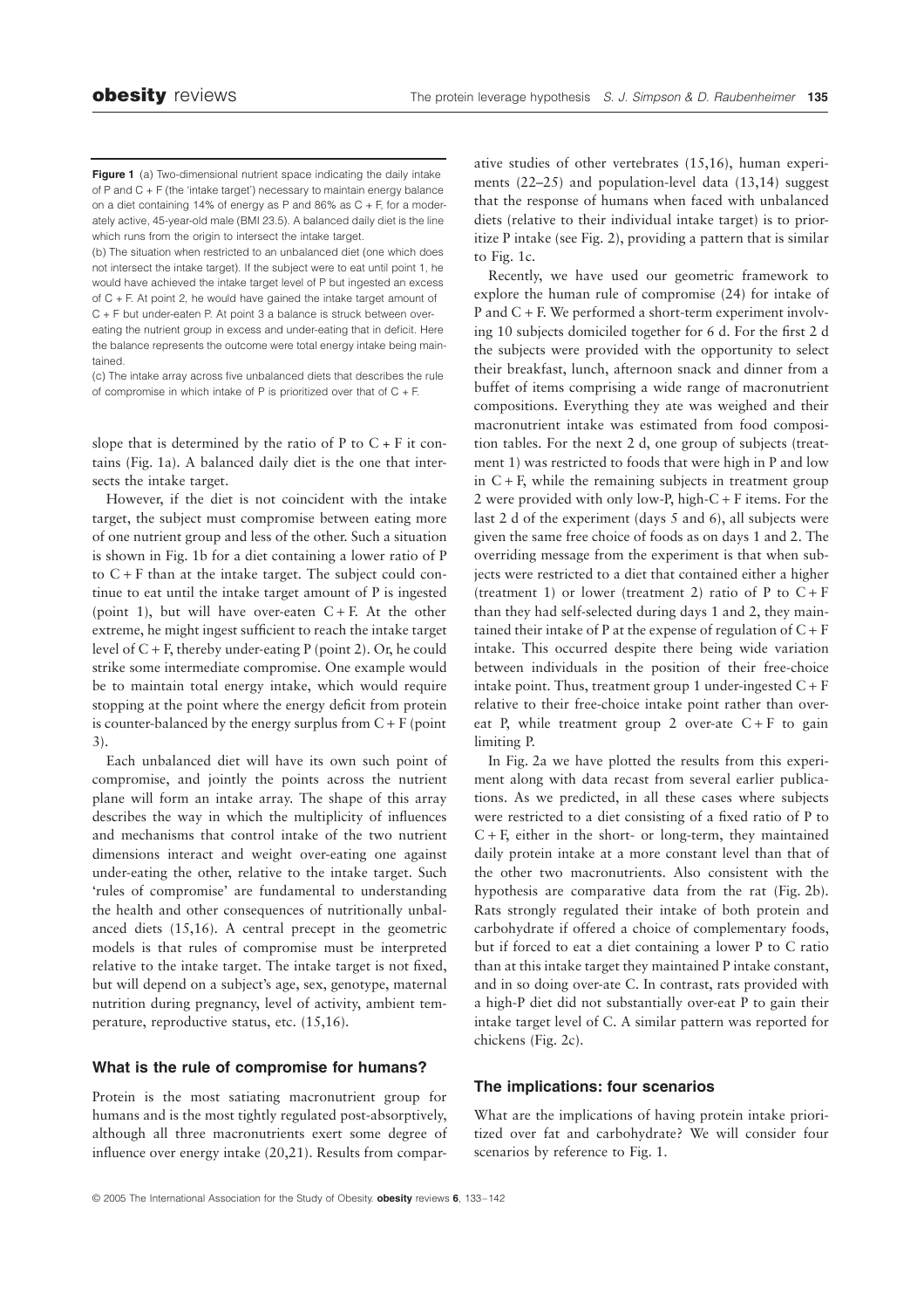**Figure 1** (a) Two-dimensional nutrient space indicating the daily intake of P and C + F (the 'intake target') necessary to maintain energy balance on a diet containing 14% of energy as P and 86% as C + F, for a moderately active, 45-year-old male (BMI 23.5). A balanced daily diet is the line which runs from the origin to intersect the intake target.

(b) The situation when restricted to an unbalanced diet (one which does not intersect the intake target). If the subject were to eat until point 1, he would have achieved the intake target level of P but ingested an excess of C + F. At point 2, he would have gained the intake target amount of C + F but under-eaten P. At point 3 a balance is struck between over-eating the nutrient group in excess and under-eating that in deficit. Here the balance represents the outcome were total energy intake being maintained.

(c) The intake array across five unbalanced diets that describes the rule of compromise in which intake of P is prioritized over that of C + F.

slope that is determined by the ratio of P to C + F it contains (Fig. 1a). A balanced daily diet is the one that intersects the intake target.

However, if the diet is not coincident with the intake target, the subject must compromise between eating more of one nutrient group and less of the other. Such a situation is shown in Fig. 1b for a diet containing a lower ratio of P to C + F than at the intake target. The subject could continue to eat until the intake target amount of P is ingested (point 1), but will have over-eaten C + F. At the other extreme, he might ingest sufficient to reach the intake target level of C + F, thereby under-eating P (point 2). Or, he could strike some intermediate compromise. One example would be to maintain total energy intake, which would require stopping at the point where the energy deficit from protein is counter-balanced by the energy surplus from C + F (point 3).

Each unbalanced diet will have its own such point of compromise, and jointly the points across the nutrient plane will form an intake array. The shape of this array describes the way in which the multiplicity of influences and mechanisms that control intake of the two nutrient dimensions interact and weight over-eating one against under-eating the other, relative to the intake target. Such 'rules of compromise' are fundamental to understanding the health and other consequences of nutritionally unbalanced diets (15,16). A central precept in the geometric models is that rules of compromise must be interpreted relative to the intake target. The intake target is not fixed, but will depend on a subject's age, sex, genotype, maternal nutrition during pregnancy, level of activity, ambient temperature, reproductive status, etc. (15,16).

## What is the rule of compromise for humans?

Protein is the most satiating macronutrient group for humans and is the most tightly regulated post-absorptively, although all three macronutrients exert some degree of influence over energy intake (20,21). Results from comparative studies of other vertebrates (15,16), human experiments (22–25) and population-level data (13,14) suggest that the response of humans when faced with unbalanced diets (relative to their individual intake target) is to prioritize P intake (see Fig. 2), providing a pattern that is similar to Fig. 1c.

Recently, we have used our geometric framework to explore the human rule of compromise (24) for intake of P and C + F. We performed a short-term experiment involving 10 subjects domiciled together for 6 d. For the first 2 d the subjects were provided with the opportunity to select their breakfast, lunch, afternoon snack and dinner from a buffet of items comprising a wide range of macronutrient compositions. Everything they ate was weighed and their macronutrient intake was estimated from food composition tables. For the next 2 d, one group of subjects (treatment 1) was restricted to foods that were high in P and low in C + F, while the remaining subjects in treatment group 2 were provided with only low-P, high-C + F items. For the last 2 d of the experiment (days 5 and 6), all subjects were given the same free choice of foods as on days 1 and 2. The overriding message from the experiment is that when subjects were restricted to a diet that contained either a higher (treatment 1) or lower (treatment 2) ratio of P to C + F than they had self-selected during days 1 and 2, they maintained their intake of P at the expense of regulation of C + F intake. This occurred despite there being wide variation between individuals in the position of their free-choice intake point. Thus, treatment group 1 under-ingested C + F relative to their free-choice intake point rather than over-eat P, while treatment group 2 over-ate C + F to gain limiting P.

In Fig. 2a we have plotted the results from this experiment along with data recast from several earlier publications. As we predicted, in all these cases where subjects were restricted to a diet consisting of a fixed ratio of P to C + F, either in the short- or long-term, they maintained daily protein intake at a more constant level than that of the other two macronutrients. Also consistent with the hypothesis are comparative data from the rat (Fig. 2b). Rats strongly regulated their intake of both protein and carbohydrate if offered a choice of complementary foods, but if forced to eat a diet containing a lower P to C ratio than at this intake target they maintained P intake constant, and in so doing over-ate C. In contrast, rats provided with a high-P diet did not substantially over-eat P to gain their intake target level of C. A similar pattern was reported for chickens (Fig. 2c).

## The implications: four scenarios

What are the implications of having protein intake prioritized over fat and carbohydrate? We will consider four scenarios by reference to Fig. 1.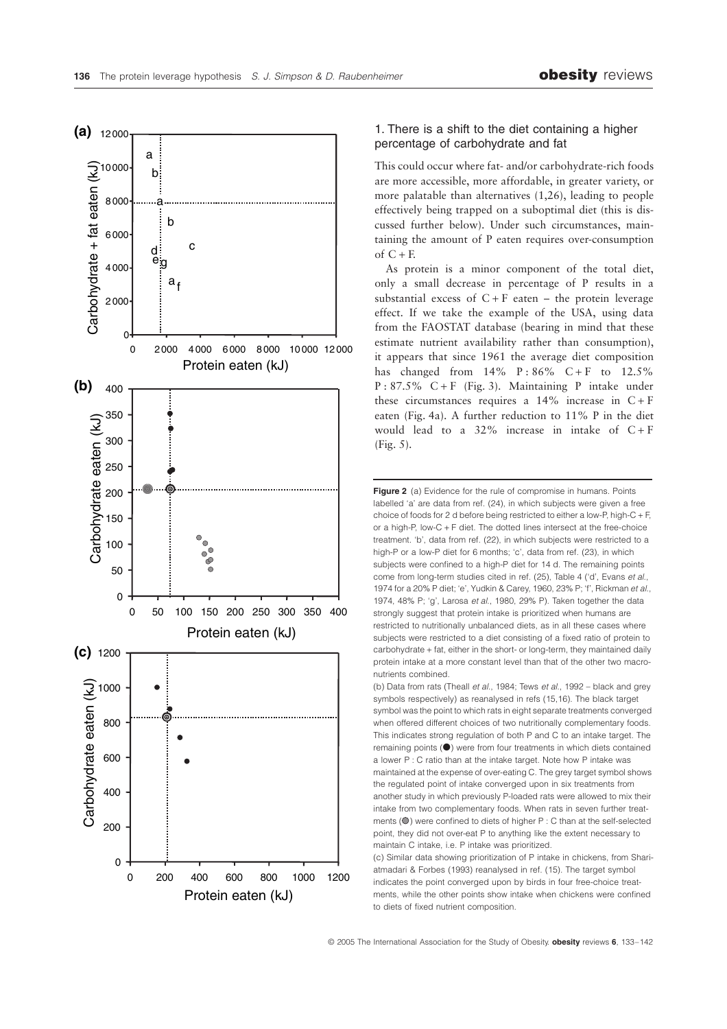## 1. There is a shift to the diet containing a higher percentage of carbohydrate and fat

This could occur where fat- and/or carbohydrate-rich foods are more accessible, more affordable, in greater variety, or more palatable than alternatives (1,26), leading to people effectively being trapped on a suboptimal diet (this is discussed further below). Under such circumstances, maintaining the amount of P eaten requires over-consumption of C + F.

As protein is a minor component of the total diet, only a small decrease in percentage of P results in a substantial excess of C + F eaten – the protein leverage effect. If we take the example of the USA, using data from the FAOSTAT database (bearing in mind that these estimate nutrient availability rather than consumption), it appears that since 1961 the average diet composition has changed from 14% P : 86% C + F to 12.5% P : 87.5% C + F (Fig. 3). Maintaining P intake under these circumstances requires a 14% increase in C + F eaten (Fig. 4a). A further reduction to 11% P in the diet would lead to a 32% increase in intake of C + F (Fig. 5).

**Figure 2** (a) Evidence for the rule of compromise in humans. Points labelled 'a' are data from ref. (24), in which subjects were given a free choice of foods for 2 d before being restricted to either a low-P, high-C + F, or a high-P, low-C + F diet. The dotted lines intersect at the free-choice treatment. 'b', data from ref. (22), in which subjects were restricted to a high-P or a low-P diet for 6 months; 'c', data from ref. (23), in which subjects were confined to a high-P diet for 14 d. The remaining points come from long-term studies cited in ref. (25), Table 4 ('d', Evans *et al.*, 1974 for a 20% P diet; 'e', Yudkin & Carey, 1960, 23% P; 'f', Rickman *et al.*, 1974, 48% P; 'g', Larosa *et al.*, 1980, 29% P). Taken together the data strongly suggest that protein intake is prioritized when humans are restricted to nutritionally unbalanced diets, as in all these cases where subjects were restricted to a diet consisting of a fixed ratio of protein to carbohydrate + fat, either in the short- or long-term, they maintained daily protein intake at a more constant level than that of the other two macronutrients combined.

(b) Data from rats (Theall *et al.*, 1984; Tews *et al.*, 1992 – black and grey symbols respectively) as reanalysed in refs (15,16). The black target symbol was the point to which rats in eight separate treatments converged when offered different choices of two nutritionally complementary foods. This indicates strong regulation of both P and C to an intake target. The remaining points (●) were from four treatments in which diets contained a lower P : C ratio than at the intake target. Note how P intake was maintained at the expense of over-eating C. The grey target symbol shows the regulated point of intake converged upon in six treatments from another study in which previously P-loaded rats were allowed to mix their intake from two complementary foods. When rats in seven further treatments (●) were confined to diets of higher P : C than at the self-selected point, they did not over-eat P to anything like the extent necessary to maintain C intake, i.e. P intake was prioritized.

(c) Similar data showing prioritization of P intake in chickens, from Shariatmadari & Forbes (1993) reanalysed in ref. (15). The target symbol indicates the point converged upon by birds in four free-choice treatments, while the other points show intake when chickens were confined to diets of fixed nutrient composition.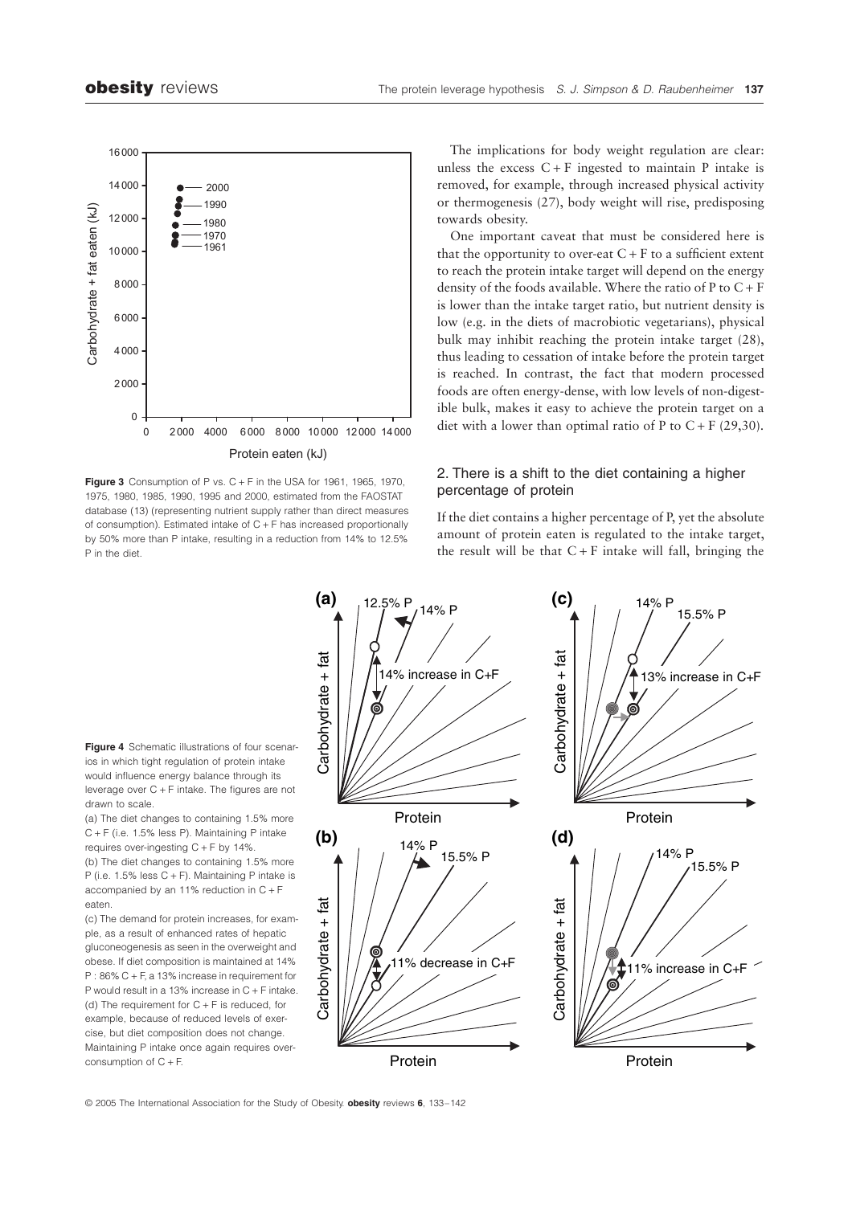**Figure 3** Consumption of P vs. C + F in the USA for 1961, 1965, 1970, 1975, 1980, 1985, 1990, 1995 and 2000, estimated from the FAOSTAT database (13) (representing nutrient supply rather than direct measures of consumption). Estimated intake of C + F has increased proportionally by 50% more than P intake, resulting in a reduction from 14% to 12.5% P in the diet.

The implications for body weight regulation are clear: unless the excess C + F ingested to maintain P intake is removed, for example, through increased physical activity or thermogenesis (27), body weight will rise, predisposing towards obesity.

One important caveat that must be considered here is that the opportunity to over-eat C + F to a sufficient extent to reach the protein intake target will depend on the energy density of the foods available. Where the ratio of P to C + F is lower than the intake target ratio, but nutrient density is low (e.g. in the diets of macrobiotic vegetarians), physical bulk may inhibit reaching the protein intake target (28), thus leading to cessation of intake before the protein target is reached. In contrast, the fact that modern processed foods are often energy-dense, with low levels of non-digestible bulk, makes it easy to achieve the protein target on a diet with a lower than optimal ratio of P to C + F (29,30).

## 2. There is a shift to the diet containing a higher percentage of protein

If the diet contains a higher percentage of P, yet the absolute amount of protein eaten is regulated to the intake target, the result will be that C + F intake will fall, bringing the

**Figure 4** Schematic illustrations of four scenarios in which tight regulation of protein intake would influence energy balance through its leverage over C + F intake. The figures are not drawn to scale.

(a) The diet changes to containing 1.5% more C + F (i.e. 1.5% less P). Maintaining P intake requires over-ingesting C + F by 14%.

(b) The diet changes to containing 1.5% more P (i.e. 1.5% less C + F). Maintaining P intake is accompanied by an 11% reduction in C + F eaten.

(c) The demand for protein increases, for example, as a result of enhanced rates of hepatic gluconeogenesis as seen in the overweight and obese. If diet composition is maintained at 14% P : 86% C + F, a 13% increase in requirement for P would result in a 13% increase in C + F intake.

(d) The requirement for C + F is reduced, for example, because of reduced levels of exercise, but diet composition does not change. Maintaining P intake once again requires overconsumption of C + F.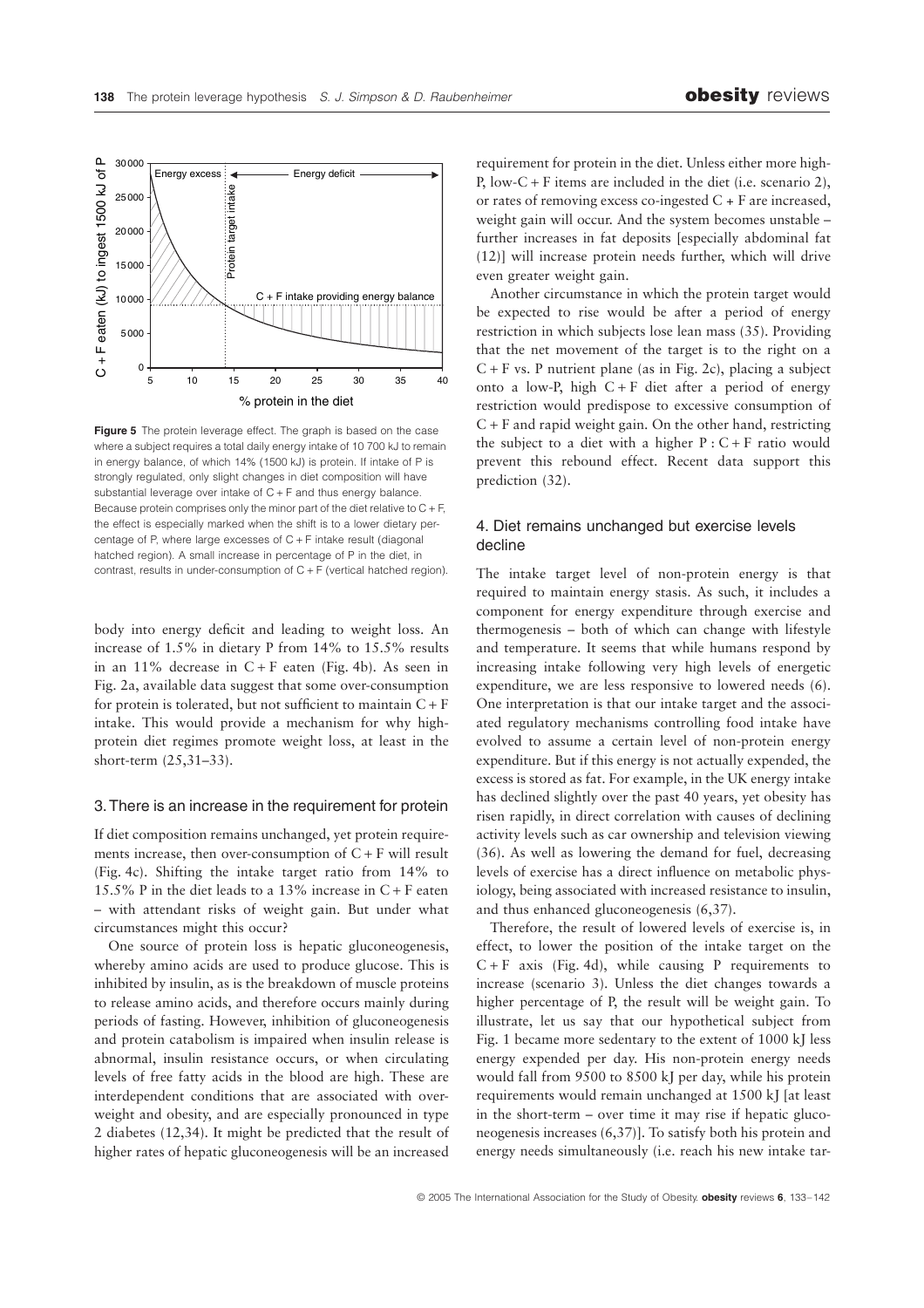**Figure 5** The protein leverage effect. The graph is based on the case where a subject requires a total daily energy intake of 10 700 kJ to remain in energy balance, of which 14% (1500 kJ) is protein. If intake of P is strongly regulated, only slight changes in diet composition will have substantial leverage over intake of C + F and thus energy balance. Because protein comprises only the minor part of the diet relative to C + F, the effect is especially marked when the shift is to a lower dietary percentage of P, where large excesses of C + F intake result (diagonal hatched region). A small increase in percentage of P in the diet, in contrast, results in under-consumption of C + F (vertical hatched region).

body into energy deficit and leading to weight loss. An increase of 1.5% in dietary P from 14% to 15.5% results in an 11% decrease in C + F eaten (Fig. 4b). As seen in Fig. 2a, available data suggest that some over-consumption for protein is tolerated, but not sufficient to maintain C + F intake. This would provide a mechanism for why high-protein diet regimes promote weight loss, at least in the short-term (25,31–33).

## 3. There is an increase in the requirement for protein

If diet composition remains unchanged, yet protein requirements increase, then over-consumption of C + F will result (Fig. 4c). Shifting the intake target ratio from 14% to 15.5% P in the diet leads to a 13% increase in C + F eaten – with attendant risks of weight gain. But under what circumstances might this occur?

One source of protein loss is hepatic gluconeogenesis, whereby amino acids are used to produce glucose. This is inhibited by insulin, as is the breakdown of muscle proteins to release amino acids, and therefore occurs mainly during periods of fasting. However, inhibition of gluconeogenesis and protein catabolism is impaired when insulin release is abnormal, insulin resistance occurs, or when circulating levels of free fatty acids in the blood are high. These are interdependent conditions that are associated with overweight and obesity, and are especially pronounced in type 2 diabetes (12,34). It might be predicted that the result of higher rates of hepatic gluconeogenesis will be an increased requirement for protein in the diet. Unless either more high-P, low-C + F items are included in the diet (i.e. scenario 2), or rates of removing excess co-ingested C + F are increased, weight gain will occur. And the system becomes unstable – further increases in fat deposits [especially abdominal fat (12)] will increase protein needs further, which will drive even greater weight gain.

Another circumstance in which the protein target would be expected to rise would be after a period of energy restriction in which subjects lose lean mass (35). Providing that the net movement of the target is to the right on a C + F vs. P nutrient plane (as in Fig. 2c), placing a subject onto a low-P, high C + F diet after a period of energy restriction would predispose to excessive consumption of C + F and rapid weight gain. On the other hand, restricting the subject to a diet with a higher P : C + F ratio would prevent this rebound effect. Recent data support this prediction (32).

## 4. Diet remains unchanged but exercise levels decline

The intake target level of non-protein energy is that required to maintain energy stasis. As such, it includes a component for energy expenditure through exercise and thermogenesis – both of which can change with lifestyle and temperature. It seems that while humans respond by increasing intake following very high levels of energetic expenditure, we are less responsive to lowered needs (6). One interpretation is that our intake target and the associated regulatory mechanisms controlling food intake have evolved to assume a certain level of non-protein energy expenditure. But if this energy is not actually expended, the excess is stored as fat. For example, in the UK energy intake has declined slightly over the past 40 years, yet obesity has risen rapidly, in direct correlation with causes of declining activity levels such as car ownership and television viewing (36). As well as lowering the demand for fuel, decreasing levels of exercise has a direct influence on metabolic physiology, being associated with increased resistance to insulin, and thus enhanced gluconeogenesis (6,37).

Therefore, the result of lowered levels of exercise is, in effect, to lower the position of the intake target on the C + F axis (Fig. 4d), while causing P requirements to increase (scenario 3). Unless the diet changes towards a higher percentage of P, the result will be weight gain. To illustrate, let us say that our hypothetical subject from Fig. 1 became more sedentary to the extent of 1000 kJ less energy expended per day. His non-protein energy needs would fall from 9500 to 8500 kJ per day, while his protein requirements would remain unchanged at 1500 kJ [at least in the short-term – over time it may rise if hepatic gluconeogenesis increases (6,37)]. To satisfy both his protein and energy needs simultaneously (i.e. reach his new intake tar-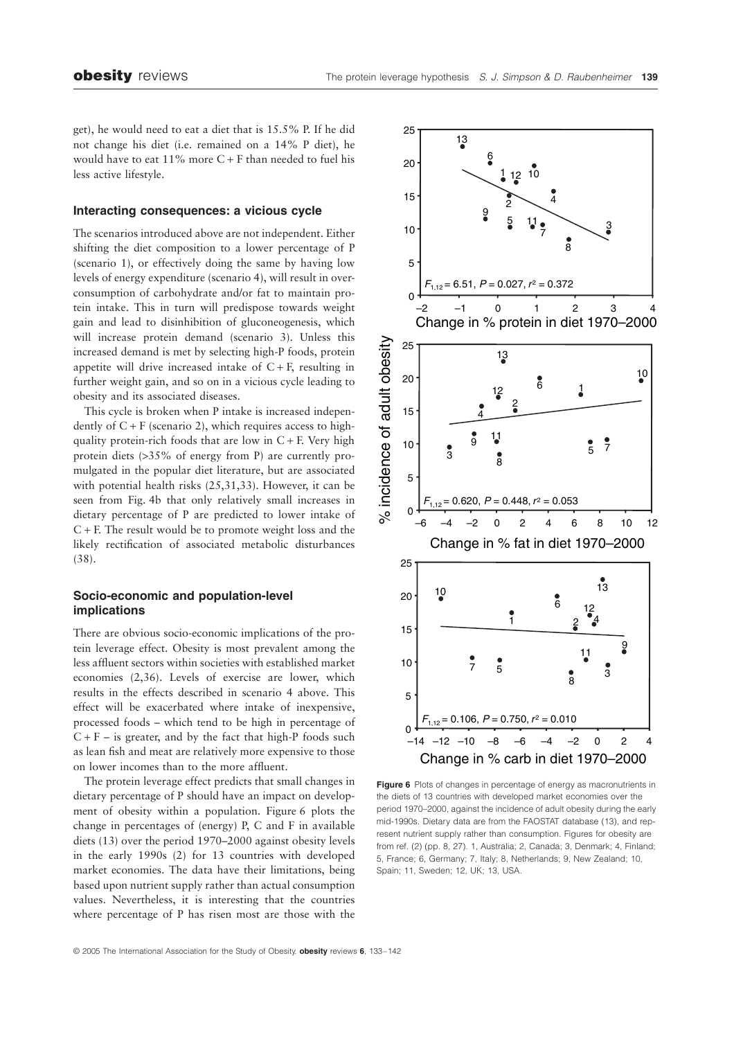get), he would need to eat a diet that is 15.5% P. If he did not change his diet (i.e. remained on a 14% P diet), he would have to eat 11% more C + F than needed to fuel his less active lifestyle.

### Interacting consequences: a vicious cycle

The scenarios introduced above are not independent. Either shifting the diet composition to a lower percentage of P (scenario 1), or effectively doing the same by having low levels of energy expenditure (scenario 4), will result in overconsumption of carbohydrate and/or fat to maintain protein intake. This in turn will predispose towards weight gain and lead to disinhibition of gluconeogenesis, which will increase protein demand (scenario 3). Unless this increased demand is met by selecting high-P foods, protein appetite will drive increased intake of C + F, resulting in further weight gain, and so on in a vicious cycle leading to obesity and its associated diseases.

This cycle is broken when P intake is increased independently of C + F (scenario 2), which requires access to high-quality protein-rich foods that are low in C + F. Very high protein diets (>35% of energy from P) are currently promulgated in the popular diet literature, but are associated with potential health risks (25,31,33). However, it can be seen from Fig. 4b that only relatively small increases in dietary percentage of P are predicted to lower intake of C + F. The result would be to promote weight loss and the likely rectification of associated metabolic disturbances (38).

### Socio-economic and population-level implications

There are obvious socio-economic implications of the protein leverage effect. Obesity is most prevalent among the less affluent sectors within societies with established market economies (2,36). Levels of exercise are lower, which results in the effects described in scenario 4 above. This effect will be exacerbated where intake of inexpensive, processed foods – which tend to be high in percentage of C + F – is greater, and by the fact that high-P foods such as lean fish and meat are relatively more expensive to those on lower incomes than to the more affluent.

The protein leverage effect predicts that small changes in dietary percentage of P should have an impact on development of obesity within a population. Figure 6 plots the change in percentages of (energy) P, C and F in available diets (13) over the period 1970–2000 against obesity levels in the early 1990s (2) for 13 countries with developed market economies. The data have their limitations, being based upon nutrient supply rather than actual consumption values. Nevertheless, it is interesting that the countries where percentage of P has risen most are those with the

**Figure 6** Plots of changes in percentage of energy as macronutrients in the diets of 13 countries with developed market economies over the period 1970–2000, against the incidence of adult obesity during the early mid-1990s. Dietary data are from the FAOSTAT database (13), and represent nutrient supply rather than consumption. Figures for obesity are from ref. (2) (pp. 8, 27). 1, Australia; 2, Canada; 3, Denmark; 4, Finland; 5, France; 6, Germany; 7, Italy; 8, Netherlands; 9, New Zealand; 10, Spain; 11, Sweden; 12, UK; 13, USA.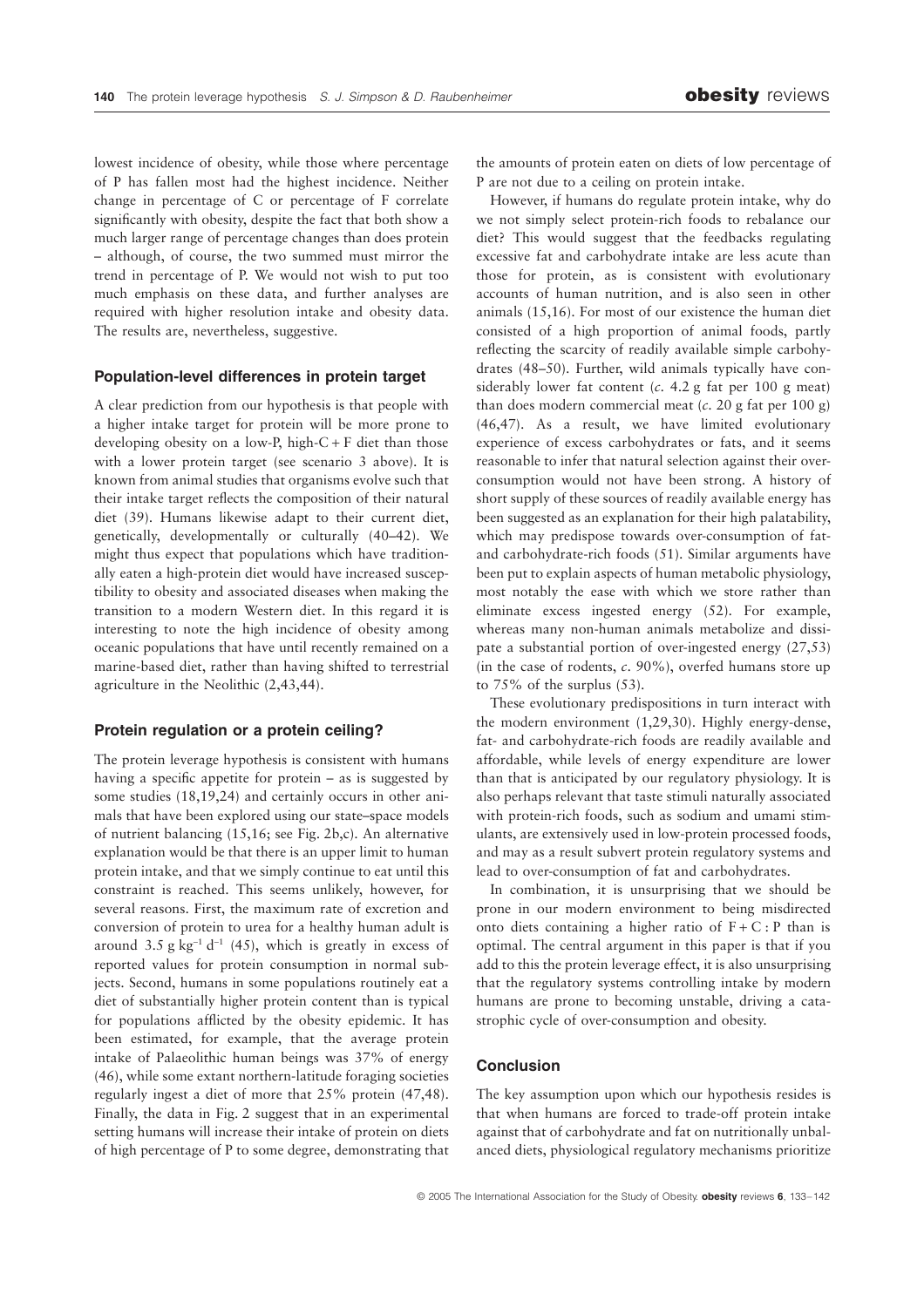lowest incidence of obesity, while those where percentage of P has fallen most had the highest incidence. Neither change in percentage of C or percentage of F correlate significantly with obesity, despite the fact that both show a much larger range of percentage changes than does protein – although, of course, the two summed must mirror the trend in percentage of P. We would not wish to put too much emphasis on these data, and further analyses are required with higher resolution intake and obesity data. The results are, nevertheless, suggestive.

### Population-level differences in protein target

A clear prediction from our hypothesis is that people with a higher intake target for protein will be more prone to developing obesity on a low-P, high-C + F diet than those with a lower protein target (see scenario 3 above). It is known from animal studies that organisms evolve such that their intake target reflects the composition of their natural diet (39). Humans likewise adapt to their current diet, genetically, developmentally or culturally (40–42). We might thus expect that populations which have traditionally eaten a high-protein diet would have increased susceptibility to obesity and associated diseases when making the transition to a modern Western diet. In this regard it is interesting to note the high incidence of obesity among oceanic populations that have until recently remained on a marine-based diet, rather than having shifted to terrestrial agriculture in the Neolithic (2,43,44).

### Protein regulation or a protein ceiling?

The protein leverage hypothesis is consistent with humans having a specific appetite for protein – as is suggested by some studies (18,19,24) and certainly occurs in other animals that have been explored using our state–space models of nutrient balancing (15,16; see Fig. 2b,c). An alternative explanation would be that there is an upper limit to human protein intake, and that we simply continue to eat until this constraint is reached. This seems unlikely, however, for several reasons. First, the maximum rate of excretion and conversion of protein to urea for a healthy human adult is around 3.5 g $kg^{-1}$ $d^{-1}$ (45), which is greatly in excess of reported values for protein consumption in normal subjects. Second, humans in some populations routinely eat a diet of substantially higher protein content than is typical for populations afflicted by the obesity epidemic. It has been estimated, for example, that the average protein intake of Palaeolithic human beings was 37% of energy (46), while some extant northern-latitude foraging societies regularly ingest a diet of more that 25% protein (47,48). Finally, the data in Fig. 2 suggest that in an experimental setting humans will increase their intake of protein on diets of high percentage of P to some degree, demonstrating that the amounts of protein eaten on diets of low percentage of P are not due to a ceiling on protein intake.

However, if humans do regulate protein intake, why do we not simply select protein-rich foods to rebalance our diet? This would suggest that the feedbacks regulating excessive fat and carbohydrate intake are less acute than those for protein, as is consistent with evolutionary accounts of human nutrition, and is also seen in other animals (15,16). For most of our existence the human diet consisted of a high proportion of animal foods, partly reflecting the scarcity of readily available simple carbohydrates (48–50). Further, wild animals typically have considerably lower fat content (*c.* 4.2 g fat per 100 g meat) than does modern commercial meat (*c.* 20 g fat per 100 g) (46,47). As a result, we have limited evolutionary experience of excess carbohydrates or fats, and it seems reasonable to infer that natural selection against their over-consumption would not have been strong. A history of short supply of these sources of readily available energy has been suggested as an explanation for their high palatability, which may predispose towards over-consumption of fat- and carbohydrate-rich foods (51). Similar arguments have been put to explain aspects of human metabolic physiology, most notably the ease with which we store rather than eliminate excess ingested energy (52). For example, whereas many non-human animals metabolize and dissipate a substantial portion of over-ingested energy (27,53) (in the case of rodents, *c.* 90%), overfed humans store up to 75% of the surplus (53).

These evolutionary predispositions in turn interact with the modern environment (1,29,30). Highly energy-dense, fat- and carbohydrate-rich foods are readily available and affordable, while levels of energy expenditure are lower than that is anticipated by our regulatory physiology. It is also perhaps relevant that taste stimuli naturally associated with protein-rich foods, such as sodium and umami stimulants, are extensively used in low-protein processed foods, and may as a result subvert protein regulatory systems and lead to over-consumption of fat and carbohydrates.

In combination, it is unsurprising that we should be prone in our modern environment to being misdirected onto diets containing a higher ratio of F + C : P than is optimal. The central argument in this paper is that if you add to this the protein leverage effect, it is also unsurprising that the regulatory systems controlling intake by modern humans are prone to becoming unstable, driving a catastrophic cycle of over-consumption and obesity.

### Conclusion

The key assumption upon which our hypothesis resides is that when humans are forced to trade-off protein intake against that of carbohydrate and fat on nutritionally unbalanced diets, physiological regulatory mechanisms prioritize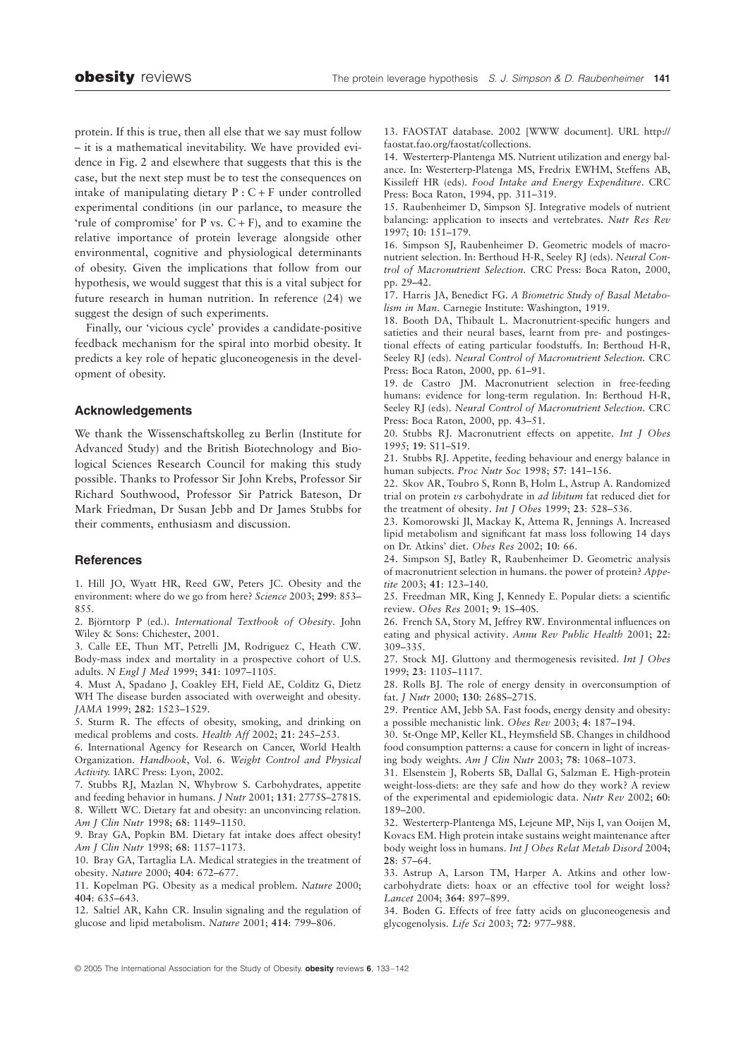protein. If this is true, then all else that we say must follow – it is a mathematical inevitability. We have provided evidence in Fig. 2 and elsewhere that suggests that this is the case, but the next step must be to test the consequences on intake of manipulating dietary P : C + F under controlled experimental conditions (in our parlance, to measure the 'rule of compromise' for P vs. C + F), and to examine the relative importance of protein leverage alongside other environmental, cognitive and physiological determinants of obesity. Given the implications that follow from our hypothesis, we would suggest that this is a vital subject for future research in human nutrition. In reference (24) we suggest the design of such experiments.

Finally, our 'vicious cycle' provides a candidate-positive feedback mechanism for the spiral into morbid obesity. It predicts a key role of hepatic gluconeogenesis in the development of obesity.

## Acknowledgements

We thank the Wissenschaftskolleg zu Berlin (Institute for Advanced Study) and the British Biotechnology and Biological Sciences Research Council for making this study possible. Thanks to Professor Sir John Krebs, Professor Sir Richard Southwood, Professor Sir Patrick Bateson, Dr Mark Friedman, Dr Susan Jebb and Dr James Stubbs for their comments, enthusiasm and discussion.

## References

1. Hill JO, Wyatt HR, Reed GW, Peters JC. Obesity and the environment: where do we go from here? *Science* 2003; **299**: 853–855.
2. Björntorp P (ed.). *International Textbook of Obesity*. John Wiley & Sons: Chichester, 2001.
3. Calle EE, Thun MT, Petrelli JM, Rodriguez C, Heath CW. Body-mass index and mortality in a prospective cohort of U.S. adults. *N Engl J Med* 1999; **341**: 1097–1105.
4. Must A, Spadano J, Coakley EH, Field AE, Colditz G, Dietz WH The disease burden associated with overweight and obesity. *JAMA* 1999; **282**: 1523–1529.
5. Sturm R. The effects of obesity, smoking, and drinking on medical problems and costs. *Health Aff* 2002; **21**: 245–253.
6. International Agency for Research on Cancer, World Health Organization. *Handbook*, Vol. 6. *Weight Control and Physical Activity.* IARC Press: Lyon, 2002.
7. Stubbs RJ, Mazlan N, Whybrow S. Carbohydrates, appetite and feeding behavior in humans. *J Nutr* 2001; **131**: 2775S–2781S.
8. Willett WC. Dietary fat and obesity: an unconvincing relation. *Am J Clin Nutr* 1998; **68**: 1149–1150.
9. Bray GA, Popkin BM. Dietary fat intake does affect obesity! *Am J Clin Nutr* 1998; **68**: 1157–1173.
10. Bray GA, Tartaglia LA. Medical strategies in the treatment of obesity. *Nature* 2000; **404**: 672–677.
11. Kopelman PG. Obesity as a medical problem. *Nature* 2000; **404**: 635–643.
12. Saltiel AR, Kahn CR. Insulin signaling and the regulation of glucose and lipid metabolism. *Nature* 2001; **414**: 799–806.
13. FAOSTAT database. 2002 [WWW document]. URL http://faostat.fao.org/faostat/collections.
14. Westerterp-Plantenga MS. Nutrient utilization and energy balance. In: Westerterp-Platenga MS, Fredrix EWHM, Steffens AB, Kissileff HR (eds). *Food Intake and Energy Expenditure*. CRC Press: Boca Raton, 1994, pp. 311–319.
15. Raubenheimer D, Simpson SJ. Integrative models of nutrient balancing: application to insects and vertebrates. *Nutr Res Rev* 1997; **10**: 151–179.
16. Simpson SJ, Raubenheimer D. Geometric models of macronutrient selection. In: Berthoud H-R, Seeley RJ (eds). *Neural Control of Macronutrient Selection.* CRC Press: Boca Raton, 2000, pp. 29–42.
17. Harris JA, Benedict FG. *A Biometric Study of Basal Metabolism in Man*. Carnegie Institute: Washington, 1919.
18. Booth DA, Thibault L. Macronutrient-specific hungers and satieties and their neural bases, learnt from pre- and postingestional effects of eating particular foodstuffs. In: Berthoud H-R, Seeley RJ (eds). *Neural Control of Macronutrient Selection.* CRC Press: Boca Raton, 2000, pp. 61–91.
19. de Castro JM. Macronutrient selection in free-feeding humans: evidence for long-term regulation. In: Berthoud H-R, Seeley RJ (eds). *Neural Control of Macronutrient Selection.* CRC Press: Boca Raton, 2000, pp. 43–51.
20. Stubbs RJ. Macronutrient effects on appetite. *Int J Obes* 1995; **19**: S11–S19.
21. Stubbs RJ. Appetite, feeding behaviour and energy balance in human subjects. *Proc Nutr Soc* 1998; **57**: 141–156.
22. Skov AR, Toubro S, Ronn B, Holm L, Astrup A. Randomized trial on protein *vs* carbohydrate in *ad libitum* fat reduced diet for the treatment of obesity. *Int J Obes* 1999; **23**: 528–536.
23. Komorowski JI, Mackay K, Attema R, Jennings A. Increased lipid metabolism and significant fat mass loss following 14 days on Dr. Atkins' diet. *Obes Res* 2002; **10**: 66.
24. Simpson SJ, Batley R, Raubenheimer D. Geometric analysis of macronutrient selection in humans. the power of protein? *Appetite* 2003; **41**: 123–140.
25. Freedman MR, King J, Kennedy E. Popular diets: a scientific review. *Obes Res* 2001; **9**: 1S–40S.
26. French SA, Story M, Jeffrey RW. Environmental influences on eating and physical activity. *Annu Rev Public Health* 2001; **22**: 309–335.
27. Stock MJ. Gluttony and thermogenesis revisited. *Int J Obes* 1999; **23**: 1105–1117.
28. Rolls BJ. The role of energy density in overconsumption of fat. *J Nutr* 2000; **130**: 268S–271S.
29. Prentice AM, Jebb SA. Fast foods, energy density and obesity: a possible mechanistic link. *Obes Rev* 2003; **4**: 187–194.
30. St-Onge MP, Keller KL, Heymsfield SB. Changes in childhood food consumption patterns: a cause for concern in light of increasing body weights. *Am J Clin Nutr* 2003; **78**: 1068–1073.
31. Elsenstein J, Roberts SB, Dallal G, Salzman E. High-protein weight-loss-diets: are they safe and how do they work? A review of the experimental and epidemiologic data. *Nutr Rev* 2002; **60**: 189–200.
32. Westerterp-Plantenga MS, Lejeune MP, Nijs I, van Ooijen M, Kovacs EM. High protein intake sustains weight maintenance after body weight loss in humans. *Int J Obes Relat Metab Disord* 2004; **28**: 57–64.
33. Astrup A, Larson TM, Harper A. Atkins and other low-carbohydrate diets: hoax or an effective tool for weight loss? *Lancet* 2004; **364**: 897–899.
34. Boden G. Effects of free fatty acids on gluconeogenesis and glycogenolysis. *Life Sci* 2003; **72**: 977–988.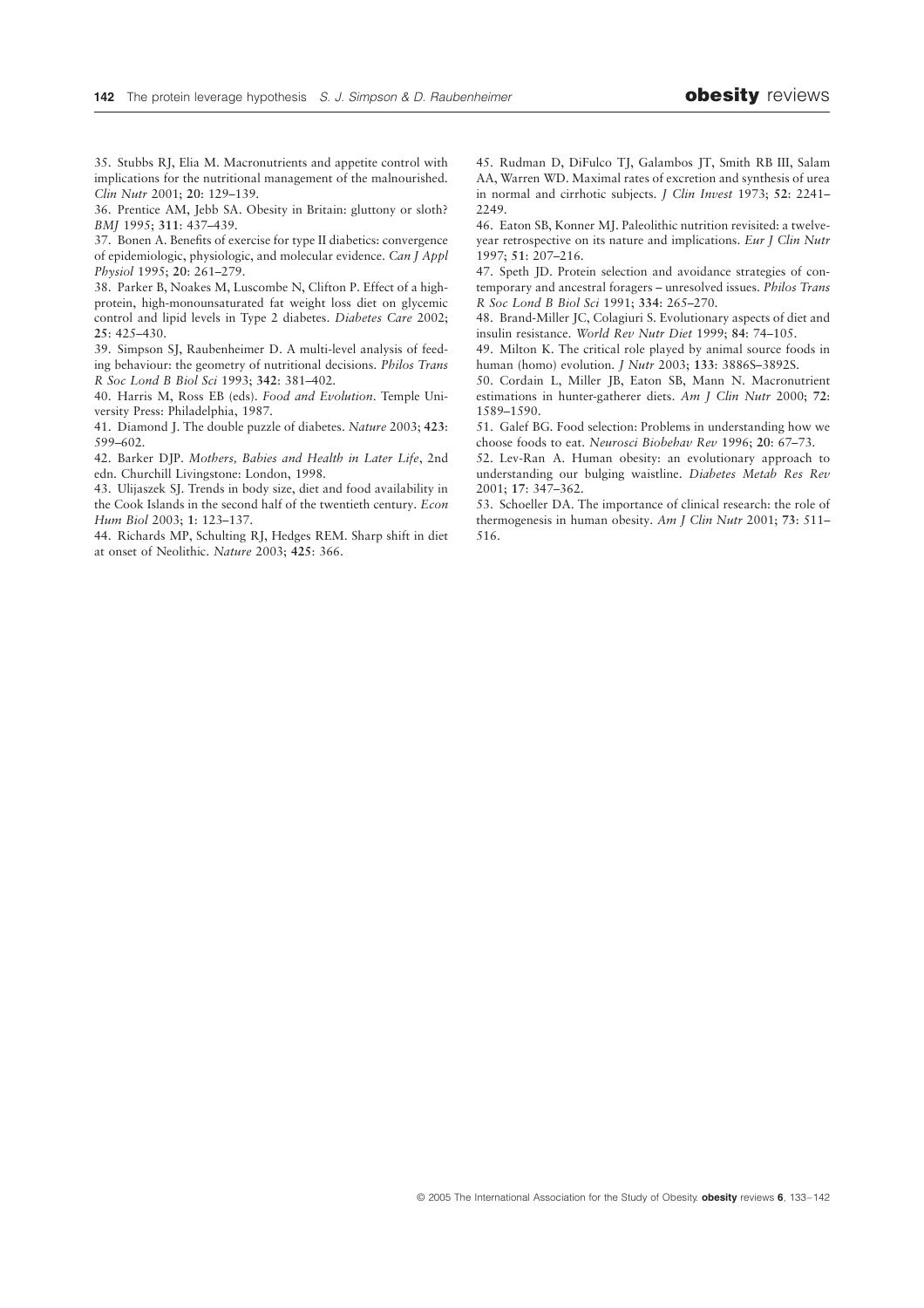35. Stubbs RJ, Elia M. Macronutrients and appetite control with implications for the nutritional management of the malnourished. *Clin Nutr* 2001; **20**: 129–139.

36. Prentice AM, Jebb SA. Obesity in Britain: gluttony or sloth? *BMJ* 1995; **311**: 437–439.

37. Bonen A. Benefits of exercise for type II diabetics: convergence of epidemiologic, physiologic, and molecular evidence. *Can J Appl Physiol* 1995; **20**: 261–279.

38. Parker B, Noakes M, Luscombe N, Clifton P. Effect of a high-protein, high-monounsaturated fat weight loss diet on glycemic control and lipid levels in Type 2 diabetes. *Diabetes Care* 2002; **25**: 425–430.

39. Simpson SJ, Raubenheimer D. A multi-level analysis of feeding behaviour: the geometry of nutritional decisions. *Philos Trans R Soc Lond B Biol Sci* 1993; **342**: 381–402.

40. Harris M, Ross EB (eds). *Food and Evolution*. Temple University Press: Philadelphia, 1987.

41. Diamond J. The double puzzle of diabetes. *Nature* 2003; **423**: 599–602.

42. Barker DJP. *Mothers, Babies and Health in Later Life*, 2nd edn. Churchill Livingstone: London, 1998.

43. Ulijaszek SJ. Trends in body size, diet and food availability in the Cook Islands in the second half of the twentieth century. *Econ Hum Biol* 2003; **1**: 123–137.

44. Richards MP, Schulting RJ, Hedges REM. Sharp shift in diet at onset of Neolithic. *Nature* 2003; **425**: 366.

45. Rudman D, DiFulco TJ, Galambos JT, Smith RB III, Salam AA, Warren WD. Maximal rates of excretion and synthesis of urea in normal and cirrhotic subjects. *J Clin Invest* 1973; **52**: 2241–2249.

46. Eaton SB, Konner MJ. Paleolithic nutrition revisited: a twelve-year retrospective on its nature and implications. *Eur J Clin Nutr* 1997; **51**: 207–216.

47. Speth JD. Protein selection and avoidance strategies of contemporary and ancestral foragers – unresolved issues. *Philos Trans R Soc Lond B Biol Sci* 1991; **334**: 265–270.

48. Brand-Miller JC, Colagiuri S. Evolutionary aspects of diet and insulin resistance. *World Rev Nutr Diet* 1999; **84**: 74–105.

49. Milton K. The critical role played by animal source foods in human (homo) evolution. *J Nutr* 2003; **133**: 3886S–3892S.

50. Cordain L, Miller JB, Eaton SB, Mann N. Macronutrient estimations in hunter-gatherer diets. *Am J Clin Nutr* 2000; **72**: 1589–1590.

51. Galef BG. Food selection: Problems in understanding how we choose foods to eat. *Neurosci Biobehav Rev* 1996; **20**: 67–73.

52. Lev-Ran A. Human obesity: an evolutionary approach to understanding our bulging waistline. *Diabetes Metab Res Rev* 2001; **17**: 347–362.

53. Schoeller DA. The importance of clinical research: the role of thermogenesis in human obesity. *Am J Clin Nutr* 2001; **73**: 511–516.